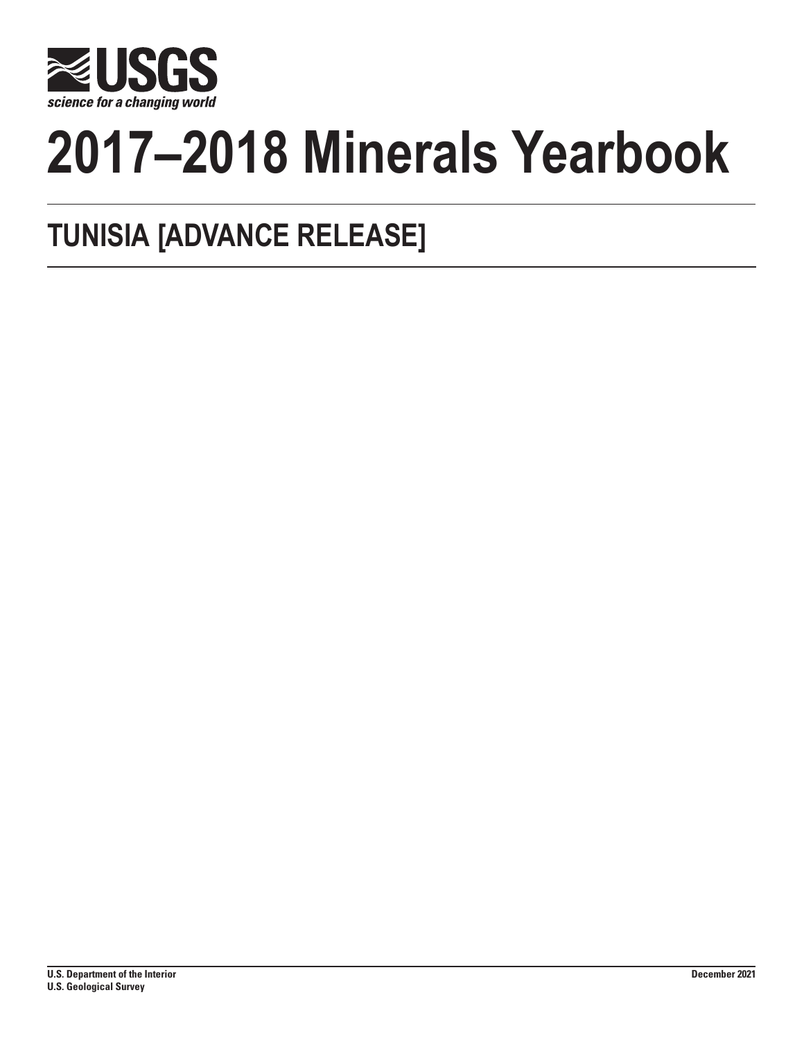USGS

science for a changing world

# 2017–2018 Minerals Yearbook

## TUNISIA [ADVANCE RELEASE]

U.S. Department of the Interior
U.S. Geological Survey

December 2021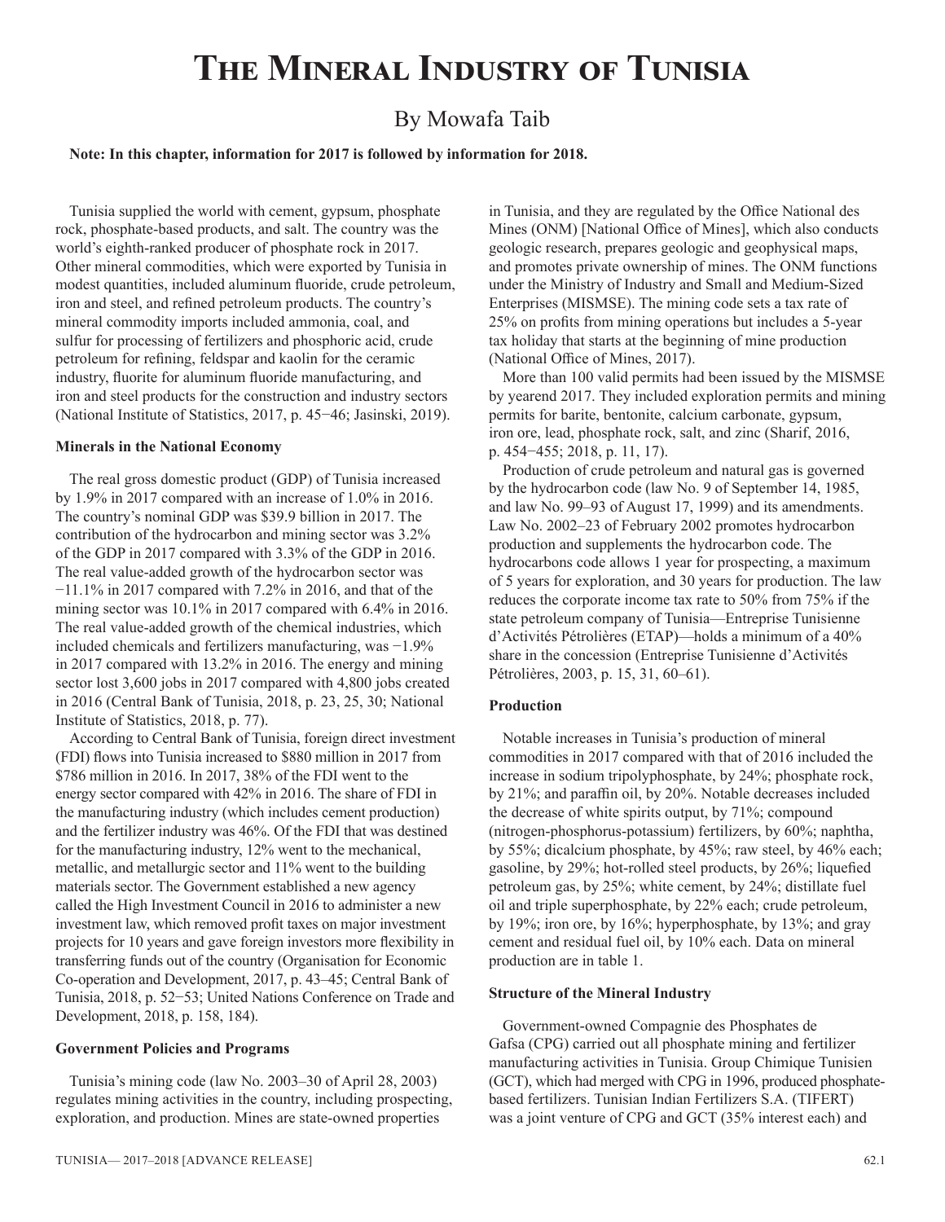# The Mineral Industry of Tunisia

By Mowafa Taib

**Note: In this chapter, information for 2017 is followed by information for 2018.**

Tunisia supplied the world with cement, gypsum, phosphate rock, phosphate-based products, and salt. The country was the world's eighth-ranked producer of phosphate rock in 2017. Other mineral commodities, which were exported by Tunisia in modest quantities, included aluminum fluoride, crude petroleum, iron and steel, and refined petroleum products. The country's mineral commodity imports included ammonia, coal, and sulfur for processing of fertilizers and phosphoric acid, crude petroleum for refining, feldspar and kaolin for the ceramic industry, fluorite for aluminum fluoride manufacturing, and iron and steel products for the construction and industry sectors (National Institute of Statistics, 2017, p. 45−46; Jasinski, 2019).

**Minerals in the National Economy**

The real gross domestic product (GDP) of Tunisia increased by 1.9% in 2017 compared with an increase of 1.0% in 2016. The country's nominal GDP was $39.9 billion in 2017. The contribution of the hydrocarbon and mining sector was 3.2% of the GDP in 2017 compared with 3.3% of the GDP in 2016. The real value-added growth of the hydrocarbon sector was −11.1% in 2017 compared with 7.2% in 2016, and that of the mining sector was 10.1% in 2017 compared with 6.4% in 2016. The real value-added growth of the chemical industries, which included chemicals and fertilizers manufacturing, was −1.9% in 2017 compared with 13.2% in 2016. The energy and mining sector lost 3,600 jobs in 2017 compared with 4,800 jobs created in 2016 (Central Bank of Tunisia, 2018, p. 23, 25, 30; National Institute of Statistics, 2018, p. 77).

According to Central Bank of Tunisia, foreign direct investment (FDI) flows into Tunisia increased to $880 million in 2017 from $786 million in 2016. In 2017, 38% of the FDI went to the energy sector compared with 42% in 2016. The share of FDI in the manufacturing industry (which includes cement production) and the fertilizer industry was 46%. Of the FDI that was destined for the manufacturing industry, 12% went to the mechanical, metallic, and metallurgic sector and 11% went to the building materials sector. The Government established a new agency called the High Investment Council in 2016 to administer a new investment law, which removed profit taxes on major investment projects for 10 years and gave foreign investors more flexibility in transferring funds out of the country (Organisation for Economic Co-operation and Development, 2017, p. 43–45; Central Bank of Tunisia, 2018, p. 52−53; United Nations Conference on Trade and Development, 2018, p. 158, 184).

**Government Policies and Programs**

Tunisia's mining code (law No. 2003–30 of April 28, 2003) regulates mining activities in the country, including prospecting, exploration, and production. Mines are state-owned properties in Tunisia, and they are regulated by the Office National des Mines (ONM) [National Office of Mines], which also conducts geologic research, prepares geologic and geophysical maps, and promotes private ownership of mines. The ONM functions under the Ministry of Industry and Small and Medium-Sized Enterprises (MISMSE). The mining code sets a tax rate of 25% on profits from mining operations but includes a 5-year tax holiday that starts at the beginning of mine production (National Office of Mines, 2017).

More than 100 valid permits had been issued by the MISMSE by yearend 2017. They included exploration permits and mining permits for barite, bentonite, calcium carbonate, gypsum, iron ore, lead, phosphate rock, salt, and zinc (Sharif, 2016, p. 454−455; 2018, p. 11, 17).

Production of crude petroleum and natural gas is governed by the hydrocarbon code (law No. 9 of September 14, 1985, and law No. 99–93 of August 17, 1999) and its amendments. Law No. 2002–23 of February 2002 promotes hydrocarbon production and supplements the hydrocarbon code. The hydrocarbons code allows 1 year for prospecting, a maximum of 5 years for exploration, and 30 years for production. The law reduces the corporate income tax rate to 50% from 75% if the state petroleum company of Tunisia—Entreprise Tunisienne d'Activités Pétrolières (ETAP)—holds a minimum of a 40% share in the concession (Entreprise Tunisienne d'Activités Pétrolières, 2003, p. 15, 31, 60–61).

**Production**

Notable increases in Tunisia's production of mineral commodities in 2017 compared with that of 2016 included the increase in sodium tripolyphosphate, by 24%; phosphate rock, by 21%; and paraffin oil, by 20%. Notable decreases included the decrease of white spirits output, by 71%; compound (nitrogen-phosphorus-potassium) fertilizers, by 60%; naphtha, by 55%; dicalcium phosphate, by 45%; raw steel, by 46% each; gasoline, by 29%; hot-rolled steel products, by 26%; liquefied petroleum gas, by 25%; white cement, by 24%; distillate fuel oil and triple superphosphate, by 22% each; crude petroleum, by 19%; iron ore, by 16%; hyperphosphate, by 13%; and gray cement and residual fuel oil, by 10% each. Data on mineral production are in table 1.

**Structure of the Mineral Industry**

Government-owned Compagnie des Phosphates de Gafsa (CPG) carried out all phosphate mining and fertilizer manufacturing activities in Tunisia. Group Chimique Tunisien (GCT), which had merged with CPG in 1996, produced phosphate-based fertilizers. Tunisian Indian Fertilizers S.A. (TIFERT) was a joint venture of CPG and GCT (35% interest each) and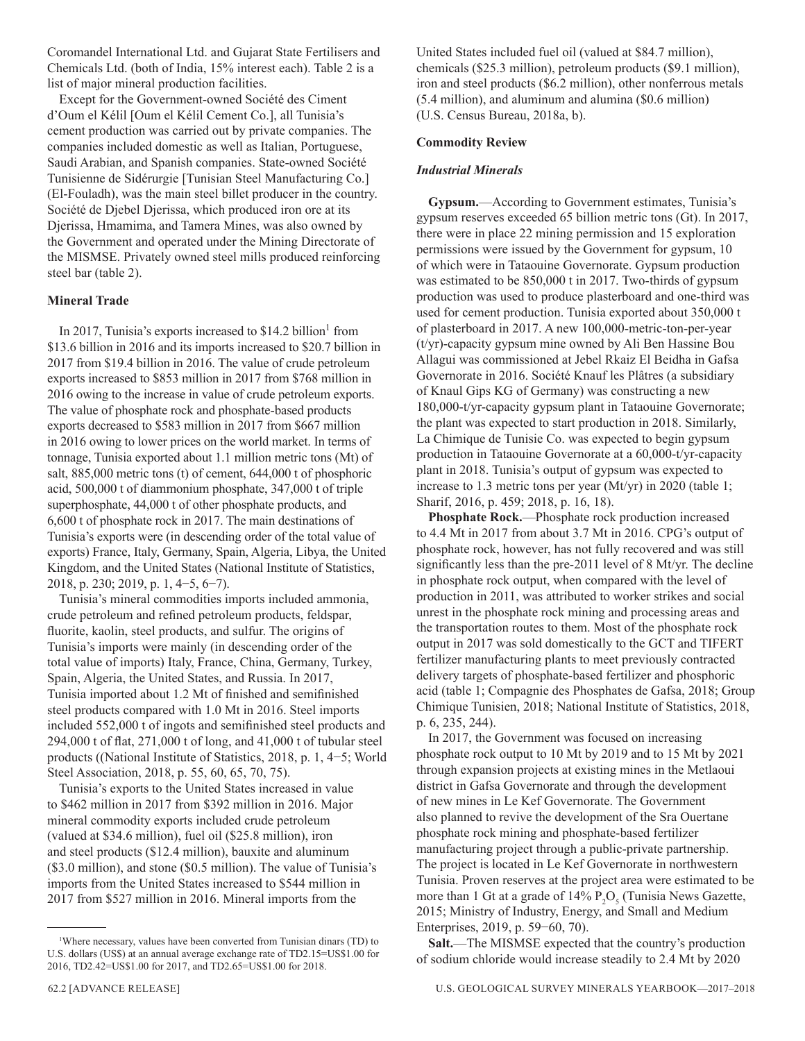Coromandel International Ltd. and Gujarat State Fertilisers and Chemicals Ltd. (both of India, 15% interest each). Table 2 is a list of major mineral production facilities.

Except for the Government-owned Société des Ciment d'Oum el Kélil [Oum el Kélil Cement Co.], all Tunisia's cement production was carried out by private companies. The companies included domestic as well as Italian, Portuguese, Saudi Arabian, and Spanish companies. State-owned Société Tunisienne de Sidérurgie [Tunisian Steel Manufacturing Co.] (El-Fouladh), was the main steel billet producer in the country. Société de Djebel Djerissa, which produced iron ore at its Djerissa, Hmamima, and Tamera Mines, was also owned by the Government and operated under the Mining Directorate of the MISMSE. Privately owned steel mills produced reinforcing steel bar (table 2).

## Mineral Trade

In 2017, Tunisia's exports increased to $14.2 billion[1] from $13.6 billion in 2016 and its imports increased to $20.7 billion in 2017 from $19.4 billion in 2016. The value of crude petroleum exports increased to $853 million in 2017 from $768 million in 2016 owing to the increase in value of crude petroleum exports. The value of phosphate rock and phosphate-based products exports decreased to $583 million in 2017 from $667 million in 2016 owing to lower prices on the world market. In terms of tonnage, Tunisia exported about 1.1 million metric tons (Mt) of salt, 885,000 metric tons (t) of cement, 644,000 t of phosphoric acid, 500,000 t of diammonium phosphate, 347,000 t of triple superphosphate, 44,000 t of other phosphate products, and 6,600 t of phosphate rock in 2017. The main destinations of Tunisia's exports were (in descending order of the total value of exports) France, Italy, Germany, Spain, Algeria, Libya, the United Kingdom, and the United States (National Institute of Statistics, 2018, p. 230; 2019, p. 1, 4−5, 6−7).

Tunisia's mineral commodities imports included ammonia, crude petroleum and refined petroleum products, feldspar, fluorite, kaolin, steel products, and sulfur. The origins of Tunisia's imports were mainly (in descending order of the total value of imports) Italy, France, China, Germany, Turkey, Spain, Algeria, the United States, and Russia. In 2017, Tunisia imported about 1.2 Mt of finished and semifinished steel products compared with 1.0 Mt in 2016. Steel imports included 552,000 t of ingots and semifinished steel products and 294,000 t of flat, 271,000 t of long, and 41,000 t of tubular steel products ((National Institute of Statistics, 2018, p. 1, 4−5; World Steel Association, 2018, p. 55, 60, 65, 70, 75).

Tunisia's exports to the United States increased in value to $462 million in 2017 from $392 million in 2016. Major mineral commodity exports included crude petroleum (valued at $34.6 million), fuel oil ($25.8 million), iron and steel products ($12.4 million), bauxite and aluminum ($3.0 million), and stone ($0.5 million). The value of Tunisia's imports from the United States increased to $544 million in 2017 from $527 million in 2016. Mineral imports from the United States included fuel oil (valued at $84.7 million), chemicals ($25.3 million), petroleum products ($9.1 million), iron and steel products ($6.2 million), other nonferrous metals (5.4 million), and aluminum and alumina ($0.6 million) (U.S. Census Bureau, 2018a, b).

## Commodity Review

### *Industrial Minerals*

**Gypsum.**—According to Government estimates, Tunisia's gypsum reserves exceeded 65 billion metric tons (Gt). In 2017, there were in place 22 mining permission and 15 exploration permissions were issued by the Government for gypsum, 10 of which were in Tataouine Governorate. Gypsum production was estimated to be 850,000 t in 2017. Two-thirds of gypsum production was used to produce plasterboard and one-third was used for cement production. Tunisia exported about 350,000 t of plasterboard in 2017. A new 100,000-metric-ton-per-year (t/yr)-capacity gypsum mine owned by Ali Ben Hassine Bou Allagui was commissioned at Jebel Rkaiz El Beidha in Gafsa Governorate in 2016. Société Knauf les Plâtres (a subsidiary of Knaul Gips KG of Germany) was constructing a new 180,000-t/yr-capacity gypsum plant in Tataouine Governorate; the plant was expected to start production in 2018. Similarly, La Chimique de Tunisie Co. was expected to begin gypsum production in Tataouine Governorate at a 60,000-t/yr-capacity plant in 2018. Tunisia's output of gypsum was expected to increase to 1.3 metric tons per year (Mt/yr) in 2020 (table 1; Sharif, 2016, p. 459; 2018, p. 16, 18).

**Phosphate Rock.**—Phosphate rock production increased to 4.4 Mt in 2017 from about 3.7 Mt in 2016. CPG's output of phosphate rock, however, has not fully recovered and was still significantly less than the pre-2011 level of 8 Mt/yr. The decline in phosphate rock output, when compared with the level of production in 2011, was attributed to worker strikes and social unrest in the phosphate rock mining and processing areas and the transportation routes to them. Most of the phosphate rock output in 2017 was sold domestically to the GCT and TIFERT fertilizer manufacturing plants to meet previously contracted delivery targets of phosphate-based fertilizer and phosphoric acid (table 1; Compagnie des Phosphates de Gafsa, 2018; Group Chimique Tunisien, 2018; National Institute of Statistics, 2018, p. 6, 235, 244).

In 2017, the Government was focused on increasing phosphate rock output to 10 Mt by 2019 and to 15 Mt by 2021 through expansion projects at existing mines in the Metlaoui district in Gafsa Governorate and through the development of new mines in Le Kef Governorate. The Government also planned to revive the development of the Sra Ouertane phosphate rock mining and phosphate-based fertilizer manufacturing project through a public-private partnership. The project is located in Le Kef Governorate in northwestern Tunisia. Proven reserves at the project area were estimated to be more than 1 Gt at a grade of 14% $P_2O_5$ (Tunisia News Gazette, 2015; Ministry of Industry, Energy, and Small and Medium Enterprises, 2019, p. 59−60, 70).

**Salt.**—The MISMSE expected that the country's production of sodium chloride would increase steadily to 2.4 Mt by 2020

[1]Where necessary, values have been converted from Tunisian dinars (TD) to U.S. dollars (US$) at an annual average exchange rate of TD2.15=US$1.00 for 2016, TD2.42=US$1.00 for 2017, and TD2.65=US$1.00 for 2018.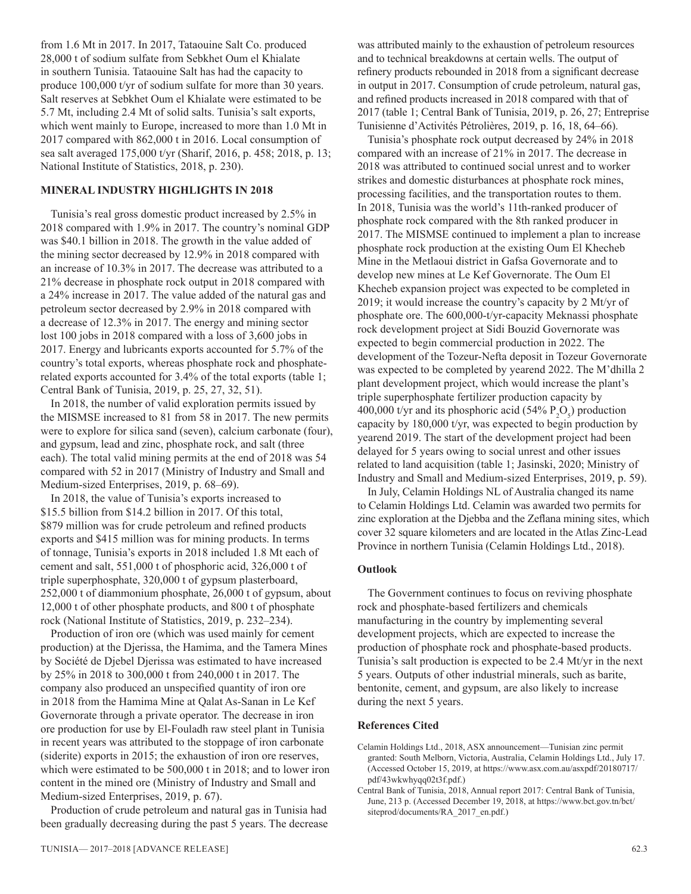from 1.6 Mt in 2017. In 2017, Tataouine Salt Co. produced 28,000 t of sodium sulfate from Sebkhet Oum el Khialate in southern Tunisia. Tataouine Salt has had the capacity to produce 100,000 t/yr of sodium sulfate for more than 30 years. Salt reserves at Sebkhet Oum el Khialate were estimated to be 5.7 Mt, including 2.4 Mt of solid salts. Tunisia's salt exports, which went mainly to Europe, increased to more than 1.0 Mt in 2017 compared with 862,000 t in 2016. Local consumption of sea salt averaged 175,000 t/yr (Sharif, 2016, p. 458; 2018, p. 13; National Institute of Statistics, 2018, p. 230).

## MINERAL INDUSTRY HIGHLIGHTS IN 2018

Tunisia's real gross domestic product increased by 2.5% in 2018 compared with 1.9% in 2017. The country's nominal GDP was $40.1 billion in 2018. The growth in the value added of the mining sector decreased by 12.9% in 2018 compared with an increase of 10.3% in 2017. The decrease was attributed to a 21% decrease in phosphate rock output in 2018 compared with a 24% increase in 2017. The value added of the natural gas and petroleum sector decreased by 2.9% in 2018 compared with a decrease of 12.3% in 2017. The energy and mining sector lost 100 jobs in 2018 compared with a loss of 3,600 jobs in 2017. Energy and lubricants exports accounted for 5.7% of the country's total exports, whereas phosphate rock and phosphate-related exports accounted for 3.4% of the total exports (table 1; Central Bank of Tunisia, 2019, p. 25, 27, 32, 51).

In 2018, the number of valid exploration permits issued by the MISMSE increased to 81 from 58 in 2017. The new permits were to explore for silica sand (seven), calcium carbonate (four), and gypsum, lead and zinc, phosphate rock, and salt (three each). The total valid mining permits at the end of 2018 was 54 compared with 52 in 2017 (Ministry of Industry and Small and Medium-sized Enterprises, 2019, p. 68–69).

In 2018, the value of Tunisia's exports increased to $15.5 billion from $14.2 billion in 2017. Of this total, $879 million was for crude petroleum and refined products exports and $415 million was for mining products. In terms of tonnage, Tunisia's exports in 2018 included 1.8 Mt each of cement and salt, 551,000 t of phosphoric acid, 326,000 t of triple superphosphate, 320,000 t of gypsum plasterboard, 252,000 t of diammonium phosphate, 26,000 t of gypsum, about 12,000 t of other phosphate products, and 800 t of phosphate rock (National Institute of Statistics, 2019, p. 232–234).

Production of iron ore (which was used mainly for cement production) at the Djerissa, the Hamima, and the Tamera Mines by Société de Djebel Djerissa was estimated to have increased by 25% in 2018 to 300,000 t from 240,000 t in 2017. The company also produced an unspecified quantity of iron ore in 2018 from the Hamima Mine at Qalat As-Sanan in Le Kef Governorate through a private operator. The decrease in iron ore production for use by El-Fouladh raw steel plant in Tunisia in recent years was attributed to the stoppage of iron carbonate (siderite) exports in 2015; the exhaustion of iron ore reserves, which were estimated to be 500,000 t in 2018; and to lower iron content in the mined ore (Ministry of Industry and Small and Medium-sized Enterprises, 2019, p. 67).

Production of crude petroleum and natural gas in Tunisia had been gradually decreasing during the past 5 years. The decrease was attributed mainly to the exhaustion of petroleum resources and to technical breakdowns at certain wells. The output of refinery products rebounded in 2018 from a significant decrease in output in 2017. Consumption of crude petroleum, natural gas, and refined products increased in 2018 compared with that of 2017 (table 1; Central Bank of Tunisia, 2019, p. 26, 27; Entreprise Tunisienne d'Activités Pétrolières, 2019, p. 16, 18, 64–66).

Tunisia's phosphate rock output decreased by 24% in 2018 compared with an increase of 21% in 2017. The decrease in 2018 was attributed to continued social unrest and to worker strikes and domestic disturbances at phosphate rock mines, processing facilities, and the transportation routes to them. In 2018, Tunisia was the world's 11th-ranked producer of phosphate rock compared with the 8th ranked producer in 2017. The MISMSE continued to implement a plan to increase phosphate rock production at the existing Oum El Khecheb Mine in the Metlaoui district in Gafsa Governorate and to develop new mines at Le Kef Governorate. The Oum El Khecheb expansion project was expected to be completed in 2019; it would increase the country's capacity by 2 Mt/yr of phosphate ore. The 600,000-t/yr-capacity Meknassi phosphate rock development project at Sidi Bouzid Governorate was expected to begin commercial production in 2022. The development of the Tozeur-Nefta deposit in Tozeur Governorate was expected to be completed by yearend 2022. The M'dhilla 2 plant development project, which would increase the plant's triple superphosphate fertilizer production capacity by 400,000 t/yr and its phosphoric acid (54% $P_2O_5$) production capacity by 180,000 t/yr, was expected to begin production by yearend 2019. The start of the development project had been delayed for 5 years owing to social unrest and other issues related to land acquisition (table 1; Jasinski, 2020; Ministry of Industry and Small and Medium-sized Enterprises, 2019, p. 59).

In July, Celamin Holdings NL of Australia changed its name to Celamin Holdings Ltd. Celamin was awarded two permits for zinc exploration at the Djebba and the Zeflana mining sites, which cover 32 square kilometers and are located in the Atlas Zinc-Lead Province in northern Tunisia (Celamin Holdings Ltd., 2018).

### Outlook

The Government continues to focus on reviving phosphate rock and phosphate-based fertilizers and chemicals manufacturing in the country by implementing several development projects, which are expected to increase the production of phosphate rock and phosphate-based products. Tunisia's salt production is expected to be 2.4 Mt/yr in the next 5 years. Outputs of other industrial minerals, such as barite, bentonite, cement, and gypsum, are also likely to increase during the next 5 years.

## References Cited

Celamin Holdings Ltd., 2018, ASX announcement—Tunisian zinc permit granted: South Melborn, Victoria, Australia, Celamin Holdings Ltd., July 17. (Accessed October 15, 2019, at https://www.asx.com.au/asxpdf/20180717/pdf/43wkwhyqq02t3f.pdf.)

Central Bank of Tunisia, 2018, Annual report 2017: Central Bank of Tunisia, June, 213 p. (Accessed December 19, 2018, at https://www.bct.gov.tn/bct/siteprod/documents/RA_2017_en.pdf.)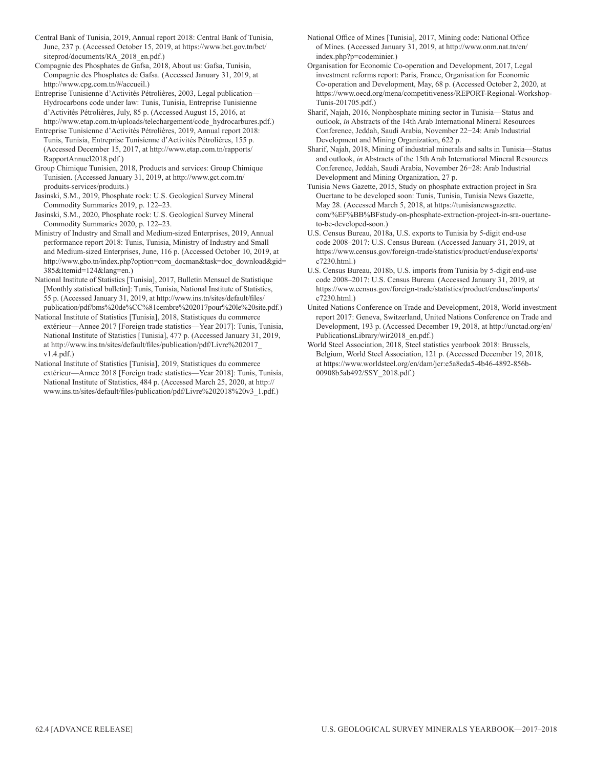Central Bank of Tunisia, 2019, Annual report 2018: Central Bank of Tunisia, June, 237 p. (Accessed October 15, 2019, at https://www.bct.gov.tn/bct/siteprod/documents/RA_2018_en.pdf.)

Compagnie des Phosphates de Gafsa, 2018, About us: Gafsa, Tunisia, Compagnie des Phosphates de Gafsa. (Accessed January 31, 2019, at http://www.cpg.com.tn/#/accueil.)

Entreprise Tunisienne d'Activités Pétrolières, 2003, Legal publication—Hydrocarbons code under law: Tunis, Tunisia, Entreprise Tunisienne d'Activités Pétrolières, July, 85 p. (Accessed August 15, 2016, at http://www.etap.com.tn/uploads/telechargement/code_hydrocarbures.pdf.)

Entreprise Tunisienne d'Activités Pétrolières, 2019, Annual report 2018: Tunis, Tunisia, Entreprise Tunisienne d'Activités Pétrolières, 155 p. (Accessed December 15, 2017, at http://www.etap.com.tn/rapports/RapportAnnuel2018.pdf.)

Group Chimique Tunisien, 2018, Products and services: Group Chimique Tunisien. (Accessed January 31, 2019, at http://www.gct.com.tn/produits-services/produits.)

Jasinski, S.M., 2019, Phosphate rock: U.S. Geological Survey Mineral Commodity Summaries 2019, p. 122–23.

Jasinski, S.M., 2020, Phosphate rock: U.S. Geological Survey Mineral Commodity Summaries 2020, p. 122–23.

Ministry of Industry and Small and Medium-sized Enterprises, 2019, Annual performance report 2018: Tunis, Tunisia, Ministry of Industry and Small and Medium-sized Enterprises, June, 116 p. (Accessed October 10, 2019, at http://www.gbo.tn/index.php?option=com_docman&task=doc_download&gid=385&Itemid=124&lang=en.)

National Institute of Statistics [Tunisia], 2017, Bulletin Mensuel de Statistique [Monthly statistical bulletin]: Tunis, Tunisia, National Institute of Statistics, 55 p. (Accessed January 31, 2019, at http://www.ins.tn/sites/default/files/publication/pdf/bms%20de%CC%81cembre%202017pour%20le%20site.pdf.)

National Institute of Statistics [Tunisia], 2018, Statistiques du commerce extérieur—Annee 2017 [Foreign trade statistics—Year 2017]: Tunis, Tunisia, National Institute of Statistics [Tunisia], 477 p. (Accessed January 31, 2019, at http://www.ins.tn/sites/default/files/publication/pdf/Livre%202017_v1.4.pdf.)

National Institute of Statistics [Tunisia], 2019, Statistiques du commerce extérieur—Annee 2018 [Foreign trade statistics—Year 2018]: Tunis, Tunisia, National Institute of Statistics, 484 p. (Accessed March 25, 2020, at http://www.ins.tn/sites/default/files/publication/pdf/Livre%202018%20v3_1.pdf.)

National Office of Mines [Tunisia], 2017, Mining code: National Office of Mines. (Accessed January 31, 2019, at http://www.onm.nat.tn/en/index.php?p=codeminier.)

Organisation for Economic Co-operation and Development, 2017, Legal investment reforms report: Paris, France, Organisation for Economic Co-operation and Development, May, 68 p. (Accessed October 2, 2020, at https://www.oecd.org/mena/competitiveness/REPORT-Regional-Workshop-Tunis-201705.pdf.)

Sharif, Najah, 2016, Nonphosphate mining sector in Tunisia—Status and outlook, *in* Abstracts of the 14th Arab International Mineral Resources Conference, Jeddah, Saudi Arabia, November 22–24: Arab Industrial Development and Mining Organization, 622 p.

Sharif, Najah, 2018, Mining of industrial minerals and salts in Tunisia—Status and outlook, *in* Abstracts of the 15th Arab International Mineral Resources Conference, Jeddah, Saudi Arabia, November 26–28: Arab Industrial Development and Mining Organization, 27 p.

Tunisia News Gazette, 2015, Study on phosphate extraction project in Sra Ouertane to be developed soon: Tunis, Tunisia, Tunisia News Gazette, May 28. (Accessed March 5, 2018, at https://tunisianewsgazette.com/%EF%BB%BFstudy-on-phosphate-extraction-project-in-sra-ouertane-to-be-developed-soon.)

U.S. Census Bureau, 2018a, U.S. exports to Tunisia by 5-digit end-use code 2008–2017: U.S. Census Bureau. (Accessed January 31, 2019, at https://www.census.gov/foreign-trade/statistics/product/enduse/exports/c7230.html.)

U.S. Census Bureau, 2018b, U.S. imports from Tunisia by 5-digit end-use code 2008–2017: U.S. Census Bureau. (Accessed January 31, 2019, at https://www.census.gov/foreign-trade/statistics/product/enduse/imports/c7230.html.)

United Nations Conference on Trade and Development, 2018, World investment report 2017: Geneva, Switzerland, United Nations Conference on Trade and Development, 193 p. (Accessed December 19, 2018, at http://unctad.org/en/PublicationsLibrary/wir2018_en.pdf.)

World Steel Association, 2018, Steel statistics yearbook 2018: Brussels, Belgium, World Steel Association, 121 p. (Accessed December 19, 2018, at https://www.worldsteel.org/en/dam/jcr:e5a8eda5-4b46-4892-856b-00908b5ab492/SSY_2018.pdf.)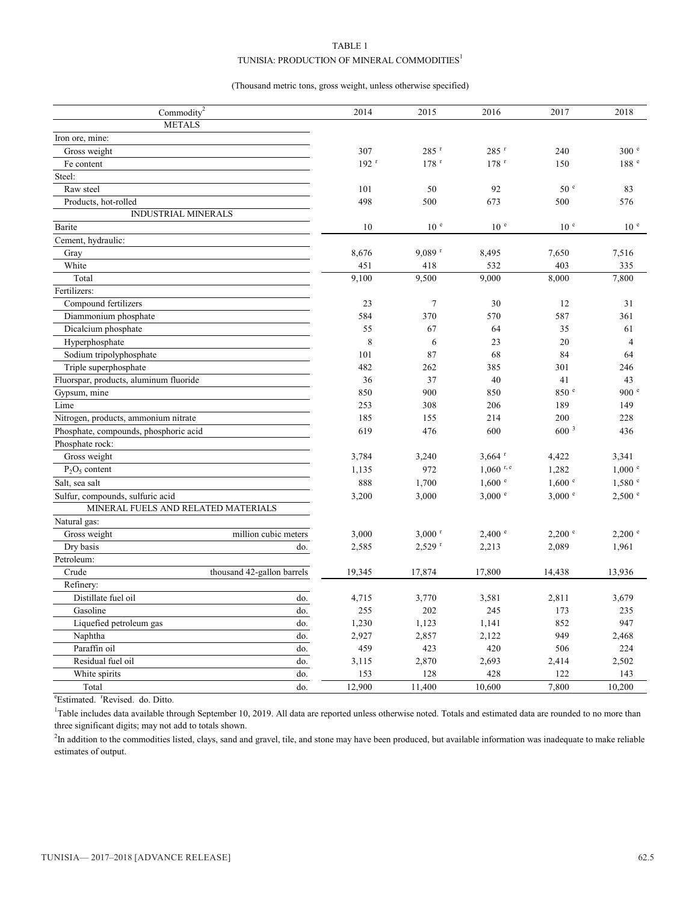TABLE 1

TUNISIA: PRODUCTION OF MINERAL COMMODITIES[1]

(Thousand metric tons, gross weight, unless otherwise specified)

| Commodity[2] | | 2014 | 2015 | 2016 | 2017 | 2018 |
|---|---|---|---|---|---|---|
| METALS | | | | | | |
| Iron ore, mine: | | | | | | |
| Gross weight | | 307 | 285 r | 285 r | 240 | 300 e |
| Fe content | | 192 r | 178 r | 178 r | 150 | 188 e |
| Steel: | | | | | | |
| Raw steel | | 101 | 50 | 92 | 50 e | 83 |
| Products, hot-rolled | | 498 | 500 | 673 | 500 | 576 |
| INDUSTRIAL MINERALS | | | | | | |
| Barite | | 10 | 10 e | 10 e | 10 e | 10 e |
| Cement, hydraulic: | | | | | | |
| Gray | | 8,676 | 9,089 r | 8,495 | 7,650 | 7,516 |
| White | | 451 | 418 | 532 | 403 | 335 |
| Total | | 9,100 | 9,500 | 9,000 | 8,000 | 7,800 |
| Fertilizers: | | | | | | |
| Compound fertilizers | | 23 | 7 | 30 | 12 | 31 |
| Diammonium phosphate | | 584 | 370 | 570 | 587 | 361 |
| Dicalcium phosphate | | 55 | 67 | 64 | 35 | 61 |
| Hyperphosphate | | 8 | 6 | 23 | 20 | 4 |
| Sodium tripolyphosphate | | 101 | 87 | 68 | 84 | 64 |
| Triple superphosphate | | 482 | 262 | 385 | 301 | 246 |
| Fluorspar, products, aluminum fluoride | | 36 | 37 | 40 | 41 | 43 |
| Gypsum, mine | | 850 | 900 | 850 | 850 e | 900 e |
| Lime | | 253 | 308 | 206 | 189 | 149 |
| Nitrogen, products, ammonium nitrate | | 185 | 155 | 214 | 200 | 228 |
| Phosphate, compounds, phosphoric acid | | 619 | 476 | 600 | 600 [3] | 436 |
| Phosphate rock: | | | | | | |
| Gross weight | | 3,784 | 3,240 | 3,664 r | 4,422 | 3,341 |
| $P_2O_5$ content | | 1,135 | 972 | 1,060 r, e | 1,282 | 1,000 e |
| Salt, sea salt | | 888 | 1,700 | 1,600 e | 1,600 e | 1,580 e |
| Sulfur, compounds, sulfuric acid | | 3,200 | 3,000 | 3,000 e | 3,000 e | 2,500 e |
| MINERAL FUELS AND RELATED MATERIALS | | | | | | |
| Natural gas: | | | | | | |
| Gross weight | million cubic meters | 3,000 | 3,000 r | 2,400 e | 2,200 e | 2,200 e |
| Dry basis | do. | 2,585 | 2,529 r | 2,213 | 2,089 | 1,961 |
| Petroleum: | | | | | | |
| Crude | thousand 42-gallon barrels | 19,345 | 17,874 | 17,800 | 14,438 | 13,936 |
| Refinery: | | | | | | |
| Distillate fuel oil | do. | 4,715 | 3,770 | 3,581 | 2,811 | 3,679 |
| Gasoline | do. | 255 | 202 | 245 | 173 | 235 |
| Liquefied petroleum gas | do. | 1,230 | 1,123 | 1,141 | 852 | 947 |
| Naphtha | do. | 2,927 | 2,857 | 2,122 | 949 | 2,468 |
| Paraffin oil | do. | 459 | 423 | 420 | 506 | 224 |
| Residual fuel oil | do. | 3,115 | 2,870 | 2,693 | 2,414 | 2,502 |
| White spirits | do. | 153 | 128 | 428 | 122 | 143 |
| Total | do. | 12,900 | 11,400 | 10,600 | 7,800 | 10,200 |

e Estimated. r Revised. do. Ditto.

[1] Table includes data available through September 10, 2019. All data are reported unless otherwise noted. Totals and estimated data are rounded to no more than three significant digits; may not add to totals shown.

[2] In addition to the commodities listed, clays, sand and gravel, tile, and stone may have been produced, but available information was inadequate to make reliable estimates of output.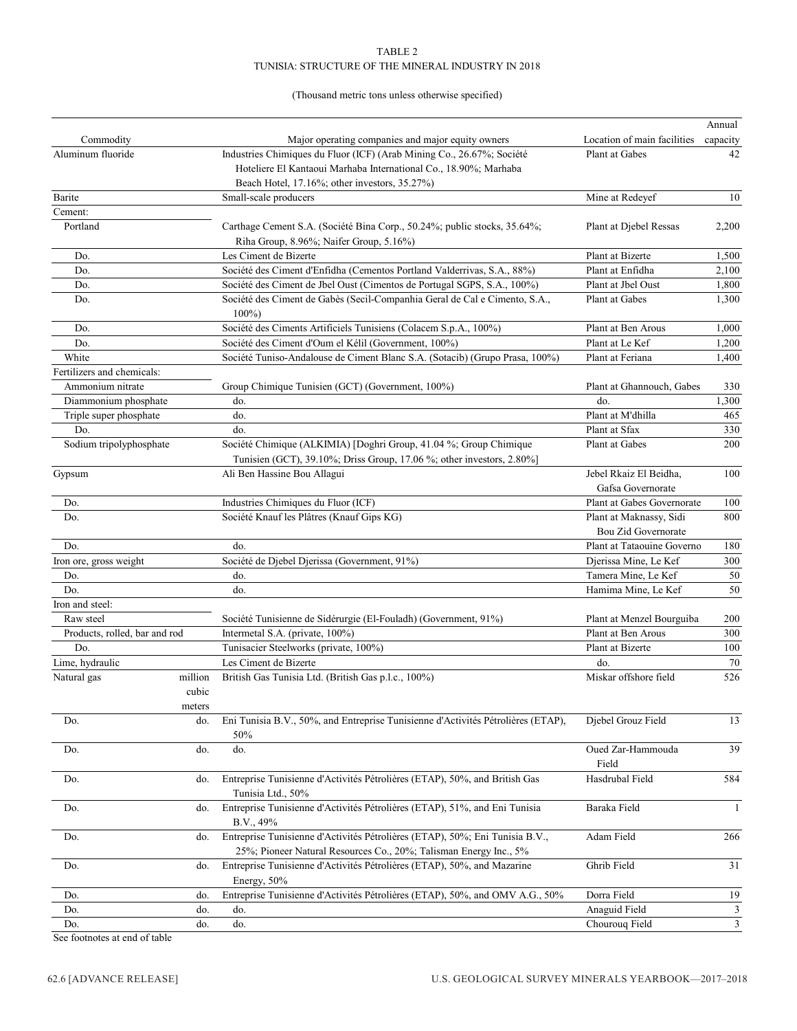TABLE 2
TUNISIA: STRUCTURE OF THE MINERAL INDUSTRY IN 2018

(Thousand metric tons unless otherwise specified)

| Commodity | | Major operating companies and major equity owners | Location of main facilities | Annual capacity |
|---|---|---|---|---|
| Aluminum fluoride | | Industries Chimiques du Fluor (ICF) (Arab Mining Co., 26.67%; Société Hoteliere El Kantaoui Marhaba International Co., 18.90%; Marhaba Beach Hotel, 17.16%; other investors, 35.27%) | Plant at Gabes | 42 |
| Barite | | Small-scale producers | Mine at Redeyef | 10 |
| Cement: | | | | |
| Portland | | Carthage Cement S.A. (Société Bina Corp., 50.24%; public stocks, 35.64%; Riha Group, 8.96%; Naifer Group, 5.16%) | Plant at Djebel Ressas | 2,200 |
| Do. | | Les Ciment de Bizerte | Plant at Bizerte | 1,500 |
| Do. | | Société des Ciment d'Enfidha (Cementos Portland Valderrivas, S.A., 88%) | Plant at Enfidha | 2,100 |
| Do. | | Société des Ciment de Jbel Oust (Cimentos de Portugal SGPS, S.A., 100%) | Plant at Jbel Oust | 1,800 |
| Do. | | Société des Ciment de Gabès (Secil-Companhia Geral de Cal e Cimento, S.A., 100%) | Plant at Gabes | 1,300 |
| Do. | | Société des Ciments Artificiels Tunisiens (Colacem S.p.A., 100%) | Plant at Ben Arous | 1,000 |
| Do. | | Société des Ciment d'Oum el Kélil (Government, 100%) | Plant at Le Kef | 1,200 |
| White | | Société Tuniso-Andalouse de Ciment Blanc S.A. (Sotacib) (Grupo Prasa, 100%) | Plant at Feriana | 1,400 |
| Fertilizers and chemicals: | | | | |
| Ammonium nitrate | | Group Chimique Tunisien (GCT) (Government, 100%) | Plant at Ghannouch, Gabes | 330 |
| Diammonium phosphate | | do. | do. | 1,300 |
| Triple super phosphate | | do. | Plant at M'dhilla | 465 |
| Do. | | do. | Plant at Sfax | 330 |
| Sodium tripolyphosphate | | Société Chimique (ALKIMIA) [Doghri Group, 41.04 %; Group Chimique Tunisien (GCT), 39.10%; Driss Group, 17.06 %; other investors, 2.80%] | Plant at Gabes | 200 |
| Gypsum | | Ali Ben Hassine Bou Allagui | Jebel Rkaiz El Beidha, Gafsa Governorate | 100 |
| Do. | | Industries Chimiques du Fluor (ICF) | Plant at Gabes Governorate | 100 |
| Do. | | Société Knauf les Plâtres (Knauf Gips KG) | Plant at Maknassy, Sidi Bou Zid Governorate | 800 |
| Do. | | do. | Plant at Tataouine Governo | 180 |
| Iron ore, gross weight | | Société de Djebel Djerissa (Government, 91%) | Djerissa Mine, Le Kef | 300 |
| Do. | | do. | Tamera Mine, Le Kef | 50 |
| Do. | | do. | Hamima Mine, Le Kef | 50 |
| Iron and steel: | | | | |
| Raw steel | | Société Tunisienne de Sidérurgie (El-Fouladh) (Government, 91%) | Plant at Menzel Bourguiba | 200 |
| Products, rolled, bar and rod | | Intermetal S.A. (private, 100%) | Plant at Ben Arous | 300 |
| Do. | | Tunisacier Steelworks (private, 100%) | Plant at Bizerte | 100 |
| Lime, hydraulic | | Les Ciment de Bizerte | do. | 70 |
| Natural gas | million cubic meters | British Gas Tunisia Ltd. (British Gas p.l.c., 100%) | Miskar offshore field | 526 |
| Do. | do. | Eni Tunisia B.V., 50%, and Entreprise Tunisienne d'Activités Pétrolières (ETAP), 50% | Djebel Grouz Field | 13 |
| Do. | do. | do. | Oued Zar-Hammouda Field | 39 |
| Do. | do. | Entreprise Tunisienne d'Activités Pétrolières (ETAP), 50%, and British Gas Tunisia Ltd., 50% | Hasdrubal Field | 584 |
| Do. | do. | Entreprise Tunisienne d'Activités Pétrolières (ETAP), 51%, and Eni Tunisia B.V., 49% | Baraka Field | 1 |
| Do. | do. | Entreprise Tunisienne d'Activités Pétrolières (ETAP), 50%; Eni Tunisia B.V., 25%; Pioneer Natural Resources Co., 20%; Talisman Energy Inc., 5% | Adam Field | 266 |
| Do. | do. | Entreprise Tunisienne d'Activités Pétrolières (ETAP), 50%, and Mazarine Energy, 50% | Ghrib Field | 31 |
| Do. | do. | Entreprise Tunisienne d'Activités Pétrolières (ETAP), 50%, and OMV A.G., 50% | Dorra Field | 19 |
| Do. | do. | do. | Anaguid Field | 3 |
| Do. | do. | do. | Chourouq Field | 3 |

See footnotes at end of table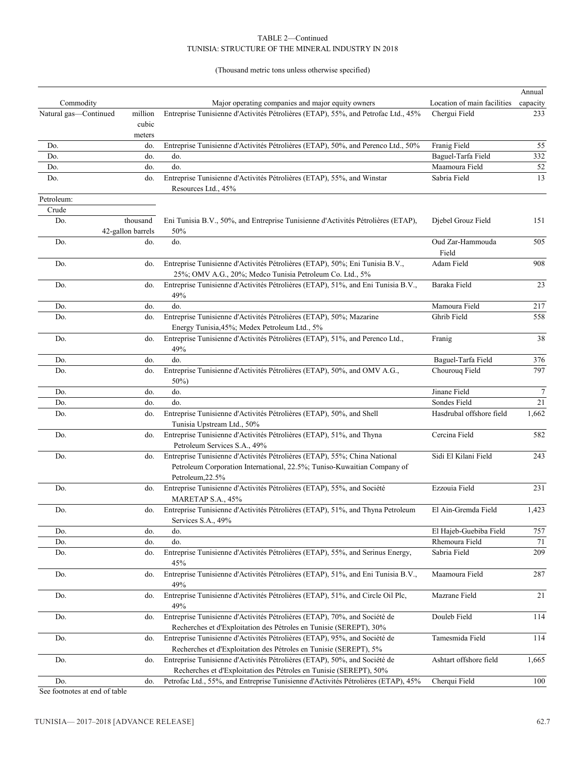TABLE 2—Continued
TUNISIA: STRUCTURE OF THE MINERAL INDUSTRY IN 2018

(Thousand metric tons unless otherwise specified)

| Commodity | | Major operating companies and major equity owners | Location of main facilities | Annual capacity |
|---|---|---|---|---|
| Natural gas—Continued | million cubic meters | Entreprise Tunisienne d'Activités Pétrolières (ETAP), 55%, and Petrofac Ltd., 45% | Chergui Field | 233 |
| Do. | do. | Entreprise Tunisienne d'Activités Pétrolières (ETAP), 50%, and Perenco Ltd., 50% | Franig Field | 55 |
| Do. | do. | do. | Baguel-Tarfa Field | 332 |
| Do. | do. | do. | Maamoura Field | 52 |
| Do. | do. | Entreprise Tunisienne d'Activités Pétrolières (ETAP), 55%, and Winstar Resources Ltd., 45% | Sabria Field | 13 |
| Petroleum: | | | | |
| Crude | | | | |
| Do. | thousand 42-gallon barrels | Eni Tunisia B.V., 50%, and Entreprise Tunisienne d'Activités Pétrolières (ETAP), 50% | Djebel Grouz Field | 151 |
| Do. | do. | do. | Oud Zar-Hammouda Field | 505 |
| Do. | do. | Entreprise Tunisienne d'Activités Pétrolières (ETAP), 50%; Eni Tunisia B.V., 25%; OMV A.G., 20%; Medco Tunisia Petroleum Co. Ltd., 5% | Adam Field | 908 |
| Do. | do. | Entreprise Tunisienne d'Activités Pétrolières (ETAP), 51%, and Eni Tunisia B.V., 49% | Baraka Field | 23 |
| Do. | do. | do. | Mamoura Field | 217 |
| Do. | do. | Entreprise Tunisienne d'Activités Pétrolières (ETAP), 50%; Mazarine Energy Tunisia,45%; Medex Petroleum Ltd., 5% | Ghrib Field | 558 |
| Do. | do. | Entreprise Tunisienne d'Activités Pétrolières (ETAP), 51%, and Perenco Ltd., 49% | Franig | 38 |
| Do. | do. | do. | Baguel-Tarfa Field | 376 |
| Do. | do. | Entreprise Tunisienne d'Activités Pétrolières (ETAP), 50%, and OMV A.G., 50%) | Chourouq Field | 797 |
| Do. | do. | do. | Jinane Field | 7 |
| Do. | do. | do. | Sondes Field | 21 |
| Do. | do. | Entreprise Tunisienne d'Activités Pétrolières (ETAP), 50%, and Shell Tunisia Upstream Ltd., 50% | Hasdrubal offshore field | 1,662 |
| Do. | do. | Entreprise Tunisienne d'Activités Pétrolières (ETAP), 51%, and Thyna Petroleum Services S.A., 49% | Cercina Field | 582 |
| Do. | do. | Entreprise Tunisienne d'Activités Pétrolières (ETAP), 55%; China National Petroleum Corporation International, 22.5%; Tuniso-Kuwaitian Company of Petroleum,22.5% | Sidi El Kilani Field | 243 |
| Do. | do. | Entreprise Tunisienne d'Activités Pétrolières (ETAP), 55%, and Société MARETAP S.A., 45% | Ezzouia Field | 231 |
| Do. | do. | Entreprise Tunisienne d'Activités Pétrolières (ETAP), 51%, and Thyna Petroleum Services S.A., 49% | El Ain-Gremda Field | 1,423 |
| Do. | do. | do. | El Hajeb-Guebiba Field | 757 |
| Do. | do. | do. | Rhemoura Field | 71 |
| Do. | do. | Entreprise Tunisienne d'Activités Pétrolières (ETAP), 55%, and Serinus Energy, 45% | Sabria Field | 209 |
| Do. | do. | Entreprise Tunisienne d'Activités Pétrolières (ETAP), 51%, and Eni Tunisia B.V., 49% | Maamoura Field | 287 |
| Do. | do. | Entreprise Tunisienne d'Activités Pétrolières (ETAP), 51%, and Circle Oil Plc, 49% | Mazrane Field | 21 |
| Do. | do. | Entreprise Tunisienne d'Activités Pétrolières (ETAP), 70%, and Société de Recherches et d'Exploitation des Pétroles en Tunisie (SEREPT), 30% | Douleb Field | 114 |
| Do. | do. | Entreprise Tunisienne d'Activités Pétrolières (ETAP), 95%, and Société de Recherches et d'Exploitation des Pétroles en Tunisie (SEREPT), 5% | Tamesmida Field | 114 |
| Do. | do. | Entreprise Tunisienne d'Activités Pétrolières (ETAP), 50%, and Société de Recherches et d'Exploitation des Pétroles en Tunisie (SEREPT), 50% | Ashtart offshore field | 1,665 |
| Do. | do. | Petrofac Ltd., 55%, and Entreprise Tunisienne d'Activités Pétrolières (ETAP), 45% | Cherqui Field | 100 |

See footnotes at end of table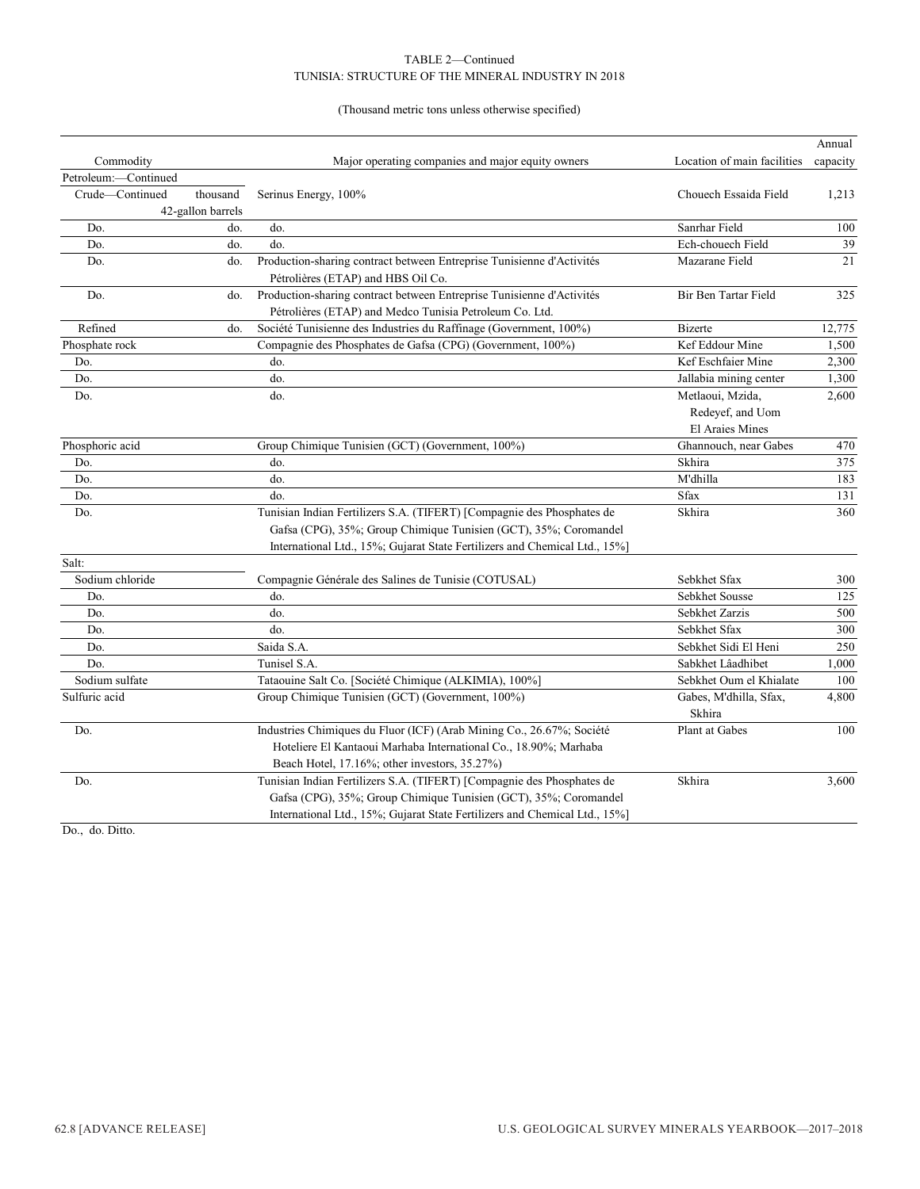TABLE 2—Continued
TUNISIA: STRUCTURE OF THE MINERAL INDUSTRY IN 2018

(Thousand metric tons unless otherwise specified)

| Commodity | | Major operating companies and major equity owners | Location of main facilities | Annual capacity |
|---|---|---|---|---|
| Petroleum:—Continued | | | | |
| Crude—Continued | thousand 42-gallon barrels | Serinus Energy, 100% | Chouech Essaida Field | 1,213 |
| Do. | do. | do. | Sanrhar Field | 100 |
| Do. | do. | do. | Ech-chouech Field | 39 |
| Do. | do. | Production-sharing contract between Entreprise Tunisienne d'Activités Pétrolières (ETAP) and HBS Oil Co. | Mazarane Field | 21 |
| Do. | do. | Production-sharing contract between Entreprise Tunisienne d'Activités Pétrolières (ETAP) and Medco Tunisia Petroleum Co. Ltd. | Bir Ben Tartar Field | 325 |
| Refined | do. | Société Tunisienne des Industries du Raffinage (Government, 100%) | Bizerte | 12,775 |
| Phosphate rock | | Compagnie des Phosphates de Gafsa (CPG) (Government, 100%) | Kef Eddour Mine | 1,500 |
| Do. | | do. | Kef Eschfaier Mine | 2,300 |
| Do. | | do. | Jallabia mining center | 1,300 |
| Do. | | do. | Metlaoui, Mzida, Redeyef, and Uom El Araies Mines | 2,600 |
| Phosphoric acid | | Group Chimique Tunisien (GCT) (Government, 100%) | Ghannouch, near Gabes | 470 |
| Do. | | do. | Skhira | 375 |
| Do. | | do. | M'dhilla | 183 |
| Do. | | do. | Sfax | 131 |
| Do. | | Tunisian Indian Fertilizers S.A. (TIFERT) [Compagnie des Phosphates de Gafsa (CPG), 35%; Group Chimique Tunisien (GCT), 35%; Coromandel International Ltd., 15%; Gujarat State Fertilizers and Chemical Ltd., 15%] | Skhira | 360 |
| Salt: | | | | |
| Sodium chloride | | Compagnie Générale des Salines de Tunisie (COTUSAL) | Sebkhet Sfax | 300 |
| Do. | | do. | Sebkhet Sousse | 125 |
| Do. | | do. | Sebkhet Zarzis | 500 |
| Do. | | do. | Sebkhet Sfax | 300 |
| Do. | | Saida S.A. | Sebkhet Sidi El Heni | 250 |
| Do. | | Tunisel S.A. | Sabkhet Lâadhibet | 1,000 |
| Sodium sulfate | | Tataouine Salt Co. [Société Chimique (ALKIMIA), 100%] | Sebkhet Oum el Khialate | 100 |
| Sulfuric acid | | Group Chimique Tunisien (GCT) (Government, 100%) | Gabes, M'dhilla, Sfax, Skhira | 4,800 |
| Do. | | Industries Chimiques du Fluor (ICF) (Arab Mining Co., 26.67%; Société Hoteliere El Kantaoui Marhaba International Co., 18.90%; Marhaba Beach Hotel, 17.16%; other investors, 35.27%) | Plant at Gabes | 100 |
| Do. | | Tunisian Indian Fertilizers S.A. (TIFERT) [Compagnie des Phosphates de Gafsa (CPG), 35%; Group Chimique Tunisien (GCT), 35%; Coromandel International Ltd., 15%; Gujarat State Fertilizers and Chemical Ltd., 15%] | Skhira | 3,600 |

Do., do. Ditto.